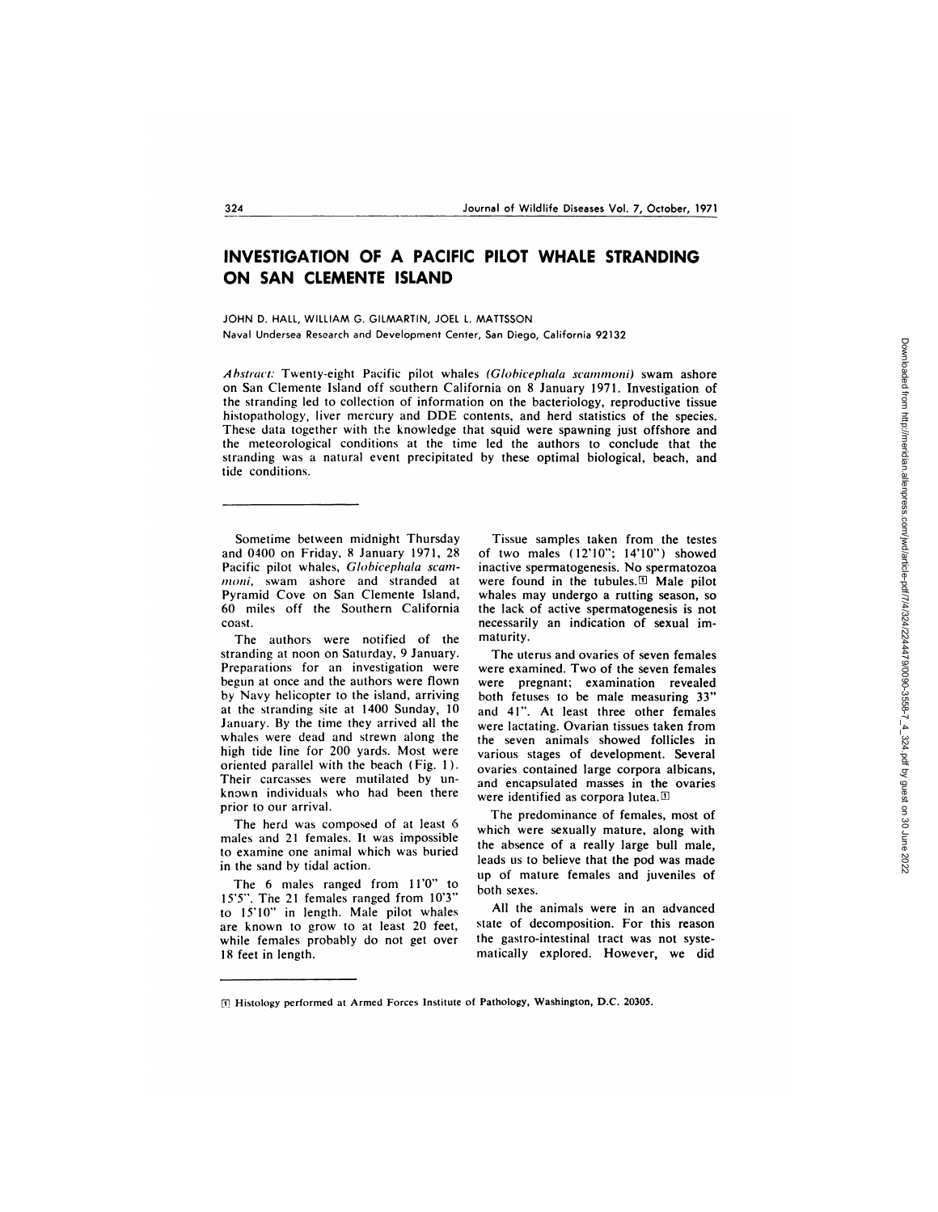# INVESTIGATION OF A PACIFIC PILOT WHALE STRANDING ON SAN CLEMENTE ISLAND

JOHN D. HALL, WILLIAM G. GILMARTIN, JOEL L. MATTSSON

Naval Undersea Research and Development Center, San Diego, California 92132

*Abstract:* Twenty-eight Pacific pilot whales (*Globicephala scammoni*) swam ashore on San Clemente Island off southern California on 8 January 1971. Investigation of the stranding led to collection of information on the bacteriology, reproductive tissue histopathology, liver mercury and DDE contents, and herd statistics of the species. These data together with the knowledge that squid were spawning just offshore and the meteorological conditions at the time led the authors to conclude that the stranding was a natural event precipitated by these optimal biological, beach, and tide conditions.

---

Sometime between midnight Thursday and 0400 on Friday, 8 January 1971, 28 Pacific pilot whales, *Globicephala scammoni*, swam ashore and stranded at Pyramid Cove on San Clemente Island, 60 miles off the Southern California coast.

The authors were notified of the stranding at noon on Saturday, 9 January. Preparations for an investigation were begun at once and the authors were flown by Navy helicopter to the island, arriving at the stranding site at 1400 Sunday, 10 January. By the time they arrived all the whales were dead and strewn along the high tide line for 200 yards. Most were oriented parallel with the beach (Fig. 1). Their carcasses were mutilated by unknown individuals who had been there prior to our arrival.

The herd was composed of at least 6 males and 21 females. It was impossible to examine one animal which was buried in the sand by tidal action.

The 6 males ranged from 11'0" to 15'5". The 21 females ranged from 10'3" to 15'10" in length. Male pilot whales are known to grow to at least 20 feet, while females probably do not get over 18 feet in length.

Tissue samples taken from the testes of two males (12'10"; 14'10") showed inactive spermatogenesis. No spermatozoa were found in the tubules.[1] Male pilot whales may undergo a rutting season, so the lack of active spermatogenesis is not necessarily an indication of sexual immaturity.

The uterus and ovaries of seven females were examined. Two of the seven females were pregnant; examination revealed both fetuses to be male measuring 33" and 41". At least three other females were lactating. Ovarian tissues taken from the seven animals showed follicles in various stages of development. Several ovaries contained large corpora albicans, and encapsulated masses in the ovaries were identified as corpora lutea.[1]

The predominance of females, most of which were sexually mature, along with the absence of a really large bull male, leads us to believe that the pod was made up of mature females and juveniles of both sexes.

All the animals were in an advanced state of decomposition. For this reason the gastro-intestinal tract was not systematically explored. However, we did

---

[1] Histology performed at Armed Forces Institute of Pathology, Washington, D.C. 20305.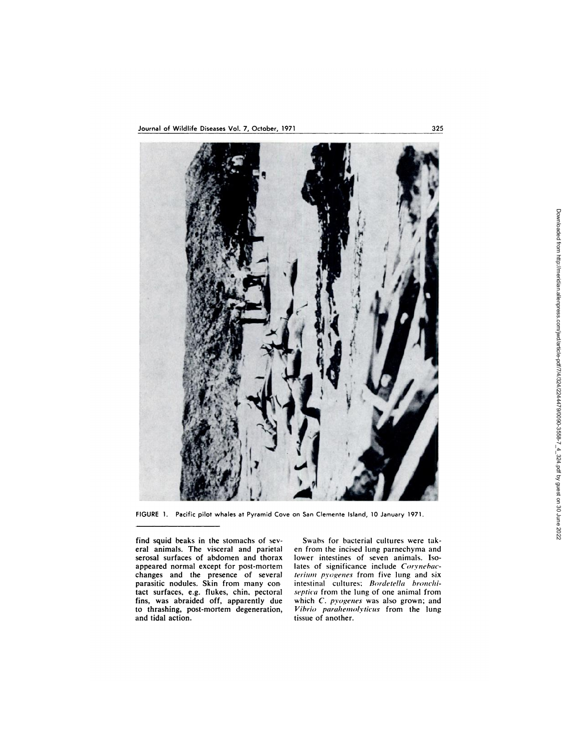FIGURE 1. Pacific pilot whales at Pyramid Cove on San Clemente Island, 10 January 1971.

find squid beaks in the stomachs of several animals. The visceral and parietal serosal surfaces of abdomen and thorax appeared normal except for post-mortem changes and the presence of several parasitic nodules. Skin from many contact surfaces, e.g. flukes, chin, pectoral fins, was abraided off, apparently due to thrashing, post-mortem degeneration, and tidal action.

Swabs for bacterial cultures were taken from the incised lung parnechyma and lower intestines of seven animals. Isolates of significance include *Corynebacterium pyogenes* from five lung and six intestinal cultures; *Bordetella bronchiseptica* from the lung of one animal from which *C. pyogenes* was also grown; and *Vibrio parahemolyticus* from the lung tissue of another.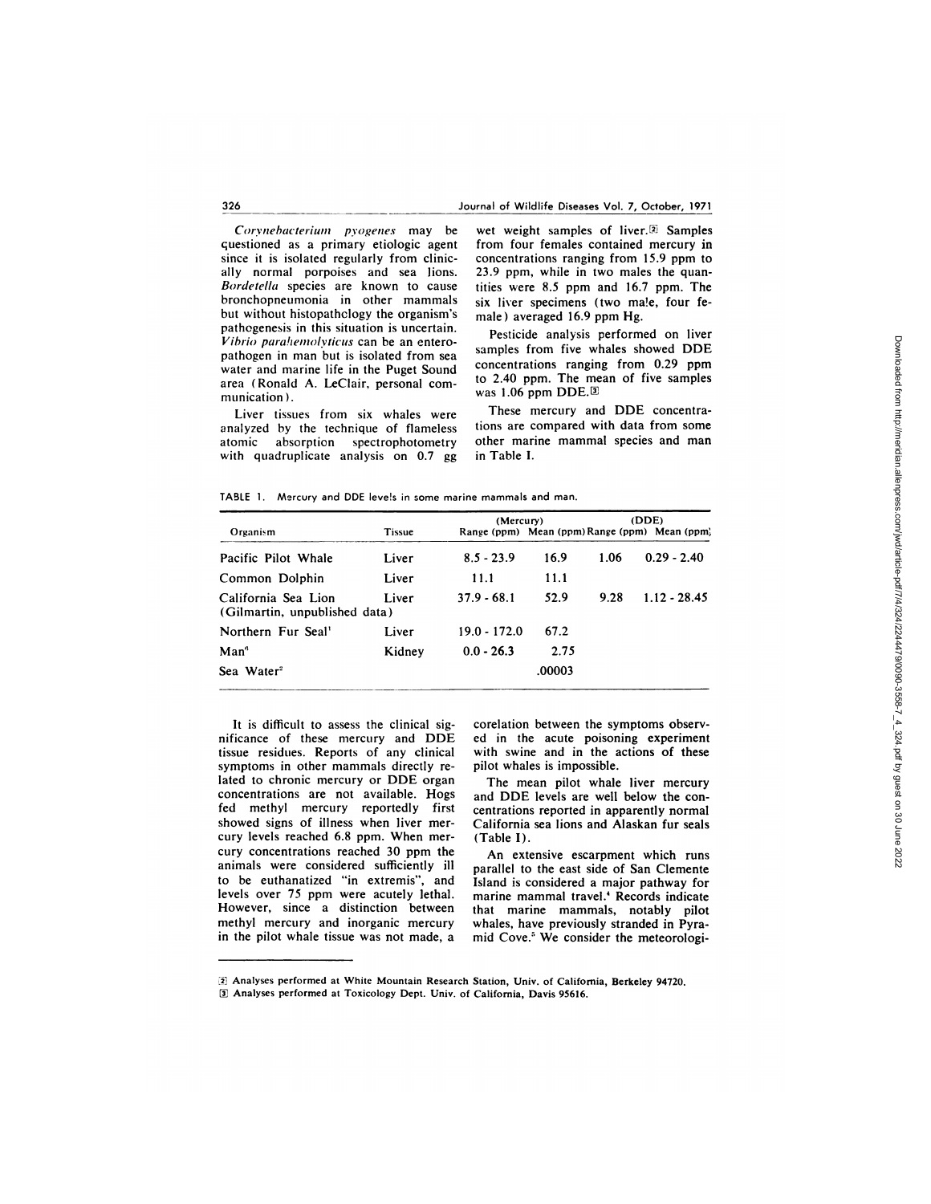*Corynebacterium pyogenes* may be questioned as a primary etiologic agent since it is isolated regularly from clinically normal porpoises and sea lions. *Bordetella* species are known to cause bronchopneumonia in other mammals but without histopathology the organism's pathogenesis in this situation is uncertain. *Vibrio parahemolyticus* can be an enteropathogen in man but is isolated from sea water and marine life in the Puget Sound area (Ronald A. LeClair, personal communication).

Liver tissues from six whales were analyzed by the technique of flameless atomic absorption spectrophotometry with quadruplicate analysis on 0.7 gg wet weight samples of liver.[2] Samples from four females contained mercury in concentrations ranging from 15.9 ppm to 23.9 ppm, while in two males the quantities were 8.5 ppm and 16.7 ppm. The six liver specimens (two male, four female) averaged 16.9 ppm Hg.

Pesticide analysis performed on liver samples from five whales showed DDE concentrations ranging from 0.29 ppm to 2.40 ppm. The mean of five samples was 1.06 ppm DDE.[3]

These mercury and DDE concentrations are compared with data from some other marine mammal species and man in Table I.

TABLE 1. Mercury and DDE levels in some marine mammals and man.

| Organism | Tissue | (Mercury) | | (DDE) | |
|---|---|---|---|---|---|
| | | Range (ppm) | Mean (ppm) | Range (ppm) | Mean (ppm) |
| Pacific Pilot Whale | Liver | 8.5 - 23.9 | 16.9 | 1.06 | 0.29 - 2.40 |
| Common Dolphin | Liver | 11.1 | 11.1 | | |
| California Sea Lion (Gilmartin, unpublished data) | Liver | 37.9 - 68.1 | 52.9 | 9.28 | 1.12 - 28.45 |
| Northern Fur Seal[1] | Liver | 19.0 - 172.0 | 67.2 | | |
| Man[6] | Kidney | 0.0 - 26.3 | 2.75 | | |
| Sea Water[2] | | | .00003 | | |

It is difficult to assess the clinical significance of these mercury and DDE tissue residues. Reports of any clinical symptoms in other mammals directly related to chronic mercury or DDE organ concentrations are not available. Hogs fed methyl mercury reportedly first showed signs of illness when liver mercury levels reached 6.8 ppm. When mercury concentrations reached 30 ppm the animals were considered sufficiently ill to be euthanatized "in extremis", and levels over 75 ppm were acutely lethal. However, since a distinction between methyl mercury and inorganic mercury in the pilot whale tissue was not made, a corelation between the symptoms observed in the acute poisoning experiment with swine and in the actions of these pilot whales is impossible.

The mean pilot whale liver mercury and DDE levels are well below the concentrations reported in apparently normal California sea lions and Alaskan fur seals (Table I).

An extensive escarpment which runs parallel to the east side of San Clemente Island is considered a major pathway for marine mammal travel.[4] Records indicate that marine mammals, notably pilot whales, have previously stranded in Pyramid Cove.[5] We consider the meteorologi-

[2] Analyses performed at White Mountain Research Station, Univ. of California, Berkeley 94720.

[3] Analyses performed at Toxicology Dept. Univ. of California, Davis 95616.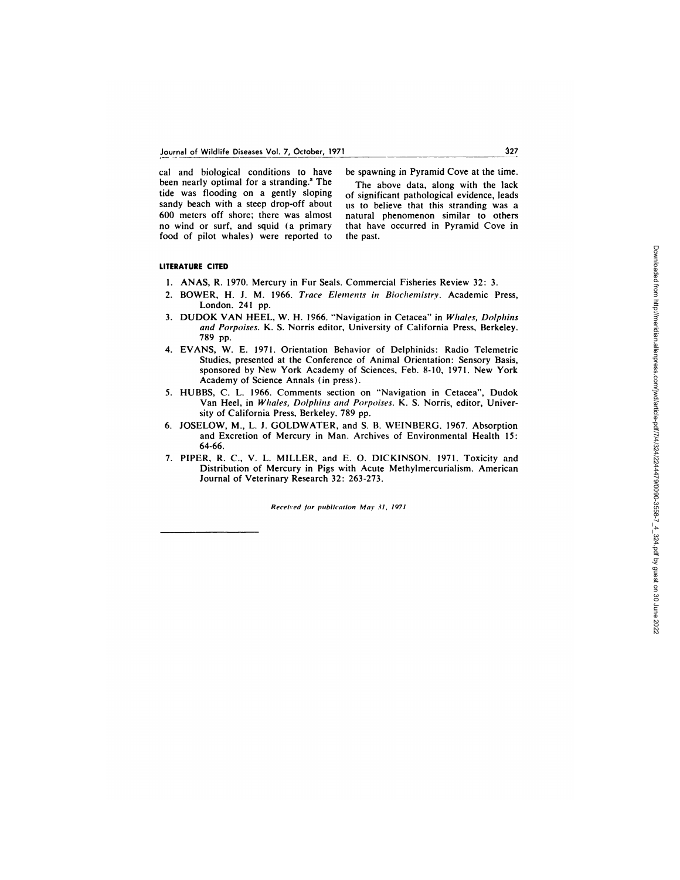cal and biological conditions to have been nearly optimal for a stranding.[a] The tide was flooding on a gently sloping sandy beach with a steep drop-off about 600 meters off shore; there was almost no wind or surf, and squid (a primary food of pilot whales) were reported to be spawning in Pyramid Cove at the time.

The above data, along with the lack of significant pathological evidence, leads us to believe that this stranding was a natural phenomenon similar to others that have occurred in Pyramid Cove in the past.

## LITERATURE CITED

1. ANAS, R. 1970. Mercury in Fur Seals. Commercial Fisheries Review 32: 3.
2. BOWER, H. J. M. 1966. *Trace Elements in Biochemistry*. Academic Press, London. 241 pp.
3. DUDOK VAN HEEL, W. H. 1966. "Navigation in Cetacea" in *Whales, Dolphins and Porpoises*. K. S. Norris editor, University of California Press, Berkeley. 789 pp.
4. EVANS, W. E. 1971. Orientation Behavior of Delphinids: Radio Telemetric Studies, presented at the Conference of Animal Orientation: Sensory Basis, sponsored by New York Academy of Sciences, Feb. 8-10, 1971. New York Academy of Science Annals (in press).
5. HUBBS, C. L. 1966. Comments section on "Navigation in Cetacea", Dudok Van Heel, in *Whales, Dolphins and Porpoises*. K. S. Norris, editor, University of California Press, Berkeley. 789 pp.
6. JOSELOW, M., L. J. GOLDWATER, and S. B. WEINBERG. 1967. Absorption and Excretion of Mercury in Man. Archives of Environmental Health 15: 64-66.
7. PIPER, R. C., V. L. MILLER, and E. O. DICKINSON. 1971. Toxicity and Distribution of Mercury in Pigs with Acute Methylmercurialism. American Journal of Veterinary Research 32: 263-273.

*Received for publication May 31, 1971*